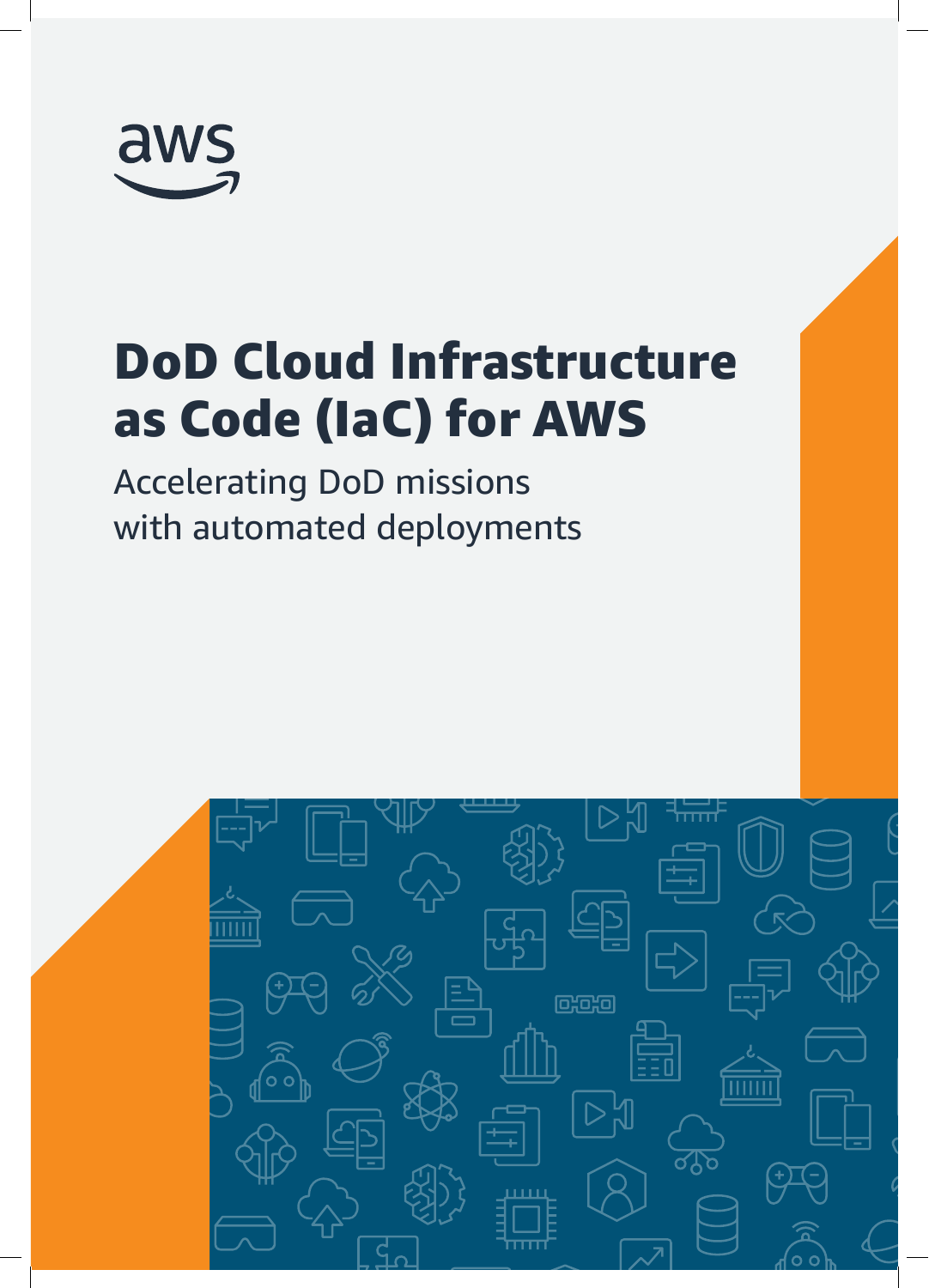aws

# DoD Cloud Infrastructure as Code (IaC) for AWS

Accelerating DoD missions with automated deployments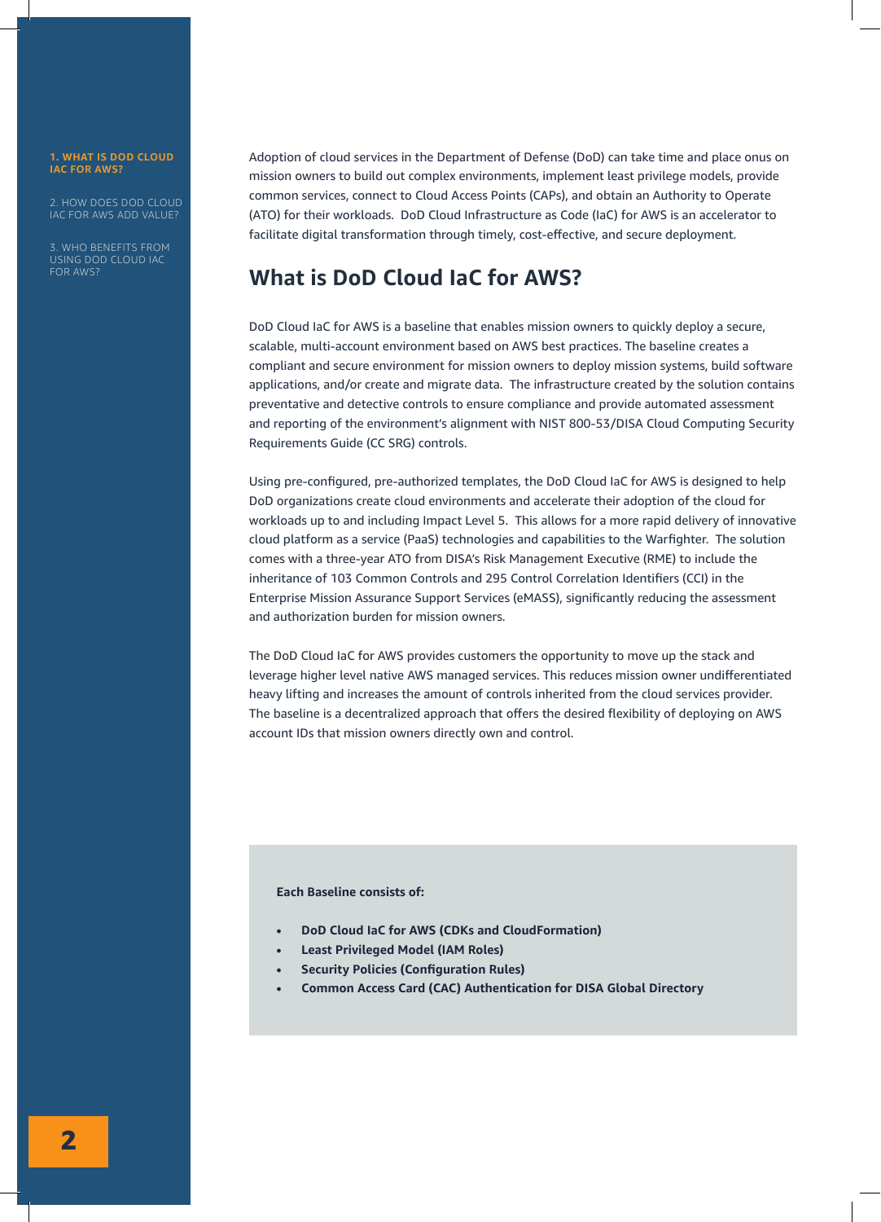Adoption of cloud services in the Department of Defense (DoD) can take time and place onus on mission owners to build out complex environments, implement least privilege models, provide common services, connect to Cloud Access Points (CAPs), and obtain an Authority to Operate (ATO) for their workloads. DoD Cloud Infrastructure as Code (IaC) for AWS is an accelerator to facilitate digital transformation through timely, cost-effective, and secure deployment.

## What is DoD Cloud IaC for AWS?

DoD Cloud IaC for AWS is a baseline that enables mission owners to quickly deploy a secure, scalable, multi-account environment based on AWS best practices. The baseline creates a compliant and secure environment for mission owners to deploy mission systems, build software applications, and/or create and migrate data. The infrastructure created by the solution contains preventative and detective controls to ensure compliance and provide automated assessment and reporting of the environment's alignment with NIST 800-53/DISA Cloud Computing Security Requirements Guide (CC SRG) controls.

Using pre-configured, pre-authorized templates, the DoD Cloud IaC for AWS is designed to help DoD organizations create cloud environments and accelerate their adoption of the cloud for workloads up to and including Impact Level 5. This allows for a more rapid delivery of innovative cloud platform as a service (PaaS) technologies and capabilities to the Warfighter. The solution comes with a three-year ATO from DISA's Risk Management Executive (RME) to include the inheritance of 103 Common Controls and 295 Control Correlation Identifiers (CCI) in the Enterprise Mission Assurance Support Services (eMASS), significantly reducing the assessment and authorization burden for mission owners.

The DoD Cloud IaC for AWS provides customers the opportunity to move up the stack and leverage higher level native AWS managed services. This reduces mission owner undifferentiated heavy lifting and increases the amount of controls inherited from the cloud services provider. The baseline is a decentralized approach that offers the desired flexibility of deploying on AWS account IDs that mission owners directly own and control.

**Each Baseline consists of:**

- **DoD Cloud IaC for AWS (CDKs and CloudFormation)**
- **Least Privileged Model (IAM Roles)**
- **Security Policies (Configuration Rules)**
- **Common Access Card (CAC) Authentication for DISA Global Directory**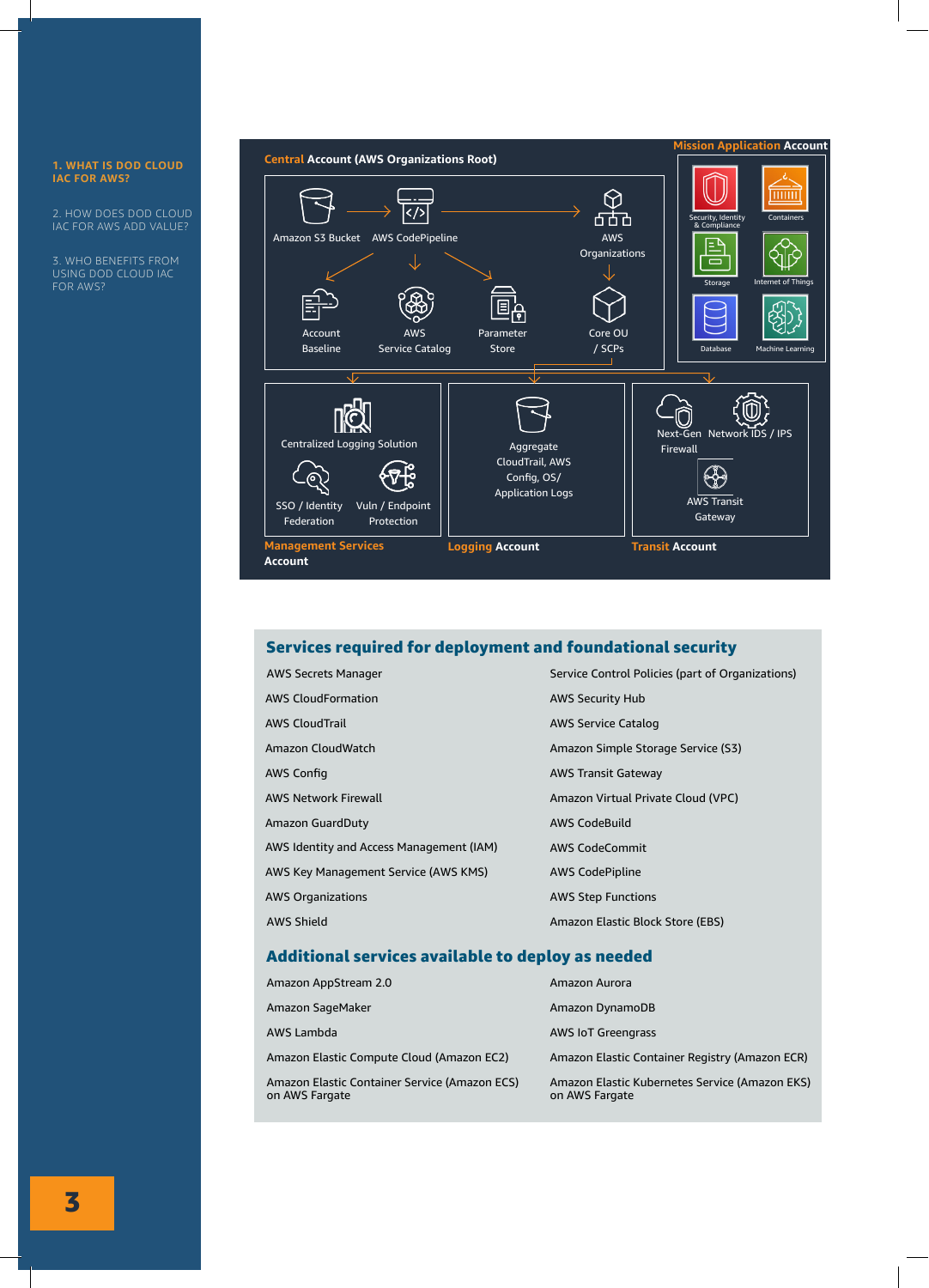1. WHAT IS DOD CLOUD IAC FOR AWS?

2. HOW DOES DOD CLOUD IAC FOR AWS ADD VALUE?

3. WHO BENEFITS FROM USING DOD CLOUD IAC FOR AWS?

**Central Account (AWS Organizations Root)**

Amazon S3 Bucket → AWS CodePipeline → AWS Organizations

Account Baseline | AWS Service Catalog | Parameter Store | Core OU / SCPs

**Mission Application Account**

Security, Identity & Compliance | Containers | Storage | Internet of Things | Database | Machine Learning

**Management Services Account**: Centralized Logging Solution | SSO / Identity Federation | Vuln / Endpoint Protection

**Logging Account**: Aggregate CloudTrail, AWS Config, OS/ Application Logs

**Transit Account**: Next-Gen Firewall | Network IDS / IPS | AWS Transit Gateway

## Services required for deployment and foundational security

| | |
|---|---|
| AWS Secrets Manager | Service Control Policies (part of Organizations) |
| AWS CloudFormation | AWS Security Hub |
| AWS CloudTrail | AWS Service Catalog |
| Amazon CloudWatch | Amazon Simple Storage Service (S3) |
| AWS Config | AWS Transit Gateway |
| AWS Network Firewall | Amazon Virtual Private Cloud (VPC) |
| Amazon GuardDuty | AWS CodeBuild |
| AWS Identity and Access Management (IAM) | AWS CodeCommit |
| AWS Key Management Service (AWS KMS) | AWS CodePipline |
| AWS Organizations | AWS Step Functions |
| AWS Shield | Amazon Elastic Block Store (EBS) |

## Additional services available to deploy as needed

| | |
|---|---|
| Amazon AppStream 2.0 | Amazon Aurora |
| Amazon SageMaker | Amazon DynamoDB |
| AWS Lambda | AWS IoT Greengrass |
| Amazon Elastic Compute Cloud (Amazon EC2) | Amazon Elastic Container Registry (Amazon ECR) |
| Amazon Elastic Container Service (Amazon ECS) on AWS Fargate | Amazon Elastic Kubernetes Service (Amazon EKS) on AWS Fargate |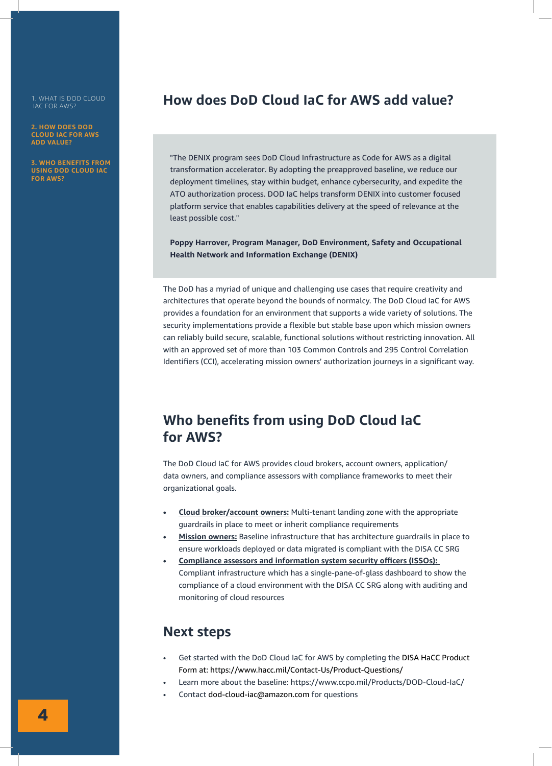## How does DoD Cloud IaC for AWS add value?

"The DENIX program sees DoD Cloud Infrastructure as Code for AWS as a digital transformation accelerator. By adopting the preapproved baseline, we reduce our deployment timelines, stay within budget, enhance cybersecurity, and expedite the ATO authorization process. DOD IaC helps transform DENIX into customer focused platform service that enables capabilities delivery at the speed of relevance at the least possible cost."

**Poppy Harrover, Program Manager, DoD Environment, Safety and Occupational Health Network and Information Exchange (DENIX)**

The DoD has a myriad of unique and challenging use cases that require creativity and architectures that operate beyond the bounds of normalcy. The DoD Cloud IaC for AWS provides a foundation for an environment that supports a wide variety of solutions. The security implementations provide a flexible but stable base upon which mission owners can reliably build secure, scalable, functional solutions without restricting innovation. All with an approved set of more than 103 Common Controls and 295 Control Correlation Identifiers (CCI), accelerating mission owners' authorization journeys in a significant way.

## Who benefits from using DoD Cloud IaC for AWS?

The DoD Cloud IaC for AWS provides cloud brokers, account owners, application/data owners, and compliance assessors with compliance frameworks to meet their organizational goals.

- **Cloud broker/account owners:** Multi-tenant landing zone with the appropriate guardrails in place to meet or inherit compliance requirements
- **Mission owners:** Baseline infrastructure that has architecture guardrails in place to ensure workloads deployed or data migrated is compliant with the DISA CC SRG
- **Compliance assessors and information system security officers (ISSOs):** Compliant infrastructure which has a single-pane-of-glass dashboard to show the compliance of a cloud environment with the DISA CC SRG along with auditing and monitoring of cloud resources

## Next steps

- Get started with the DoD Cloud IaC for AWS by completing the DISA HaCC Product Form at: https://www.hacc.mil/Contact-Us/Product-Questions/
- Learn more about the baseline: https://www.ccpo.mil/Products/DOD-Cloud-IaC/
- Contact dod-cloud-iac@amazon.com for questions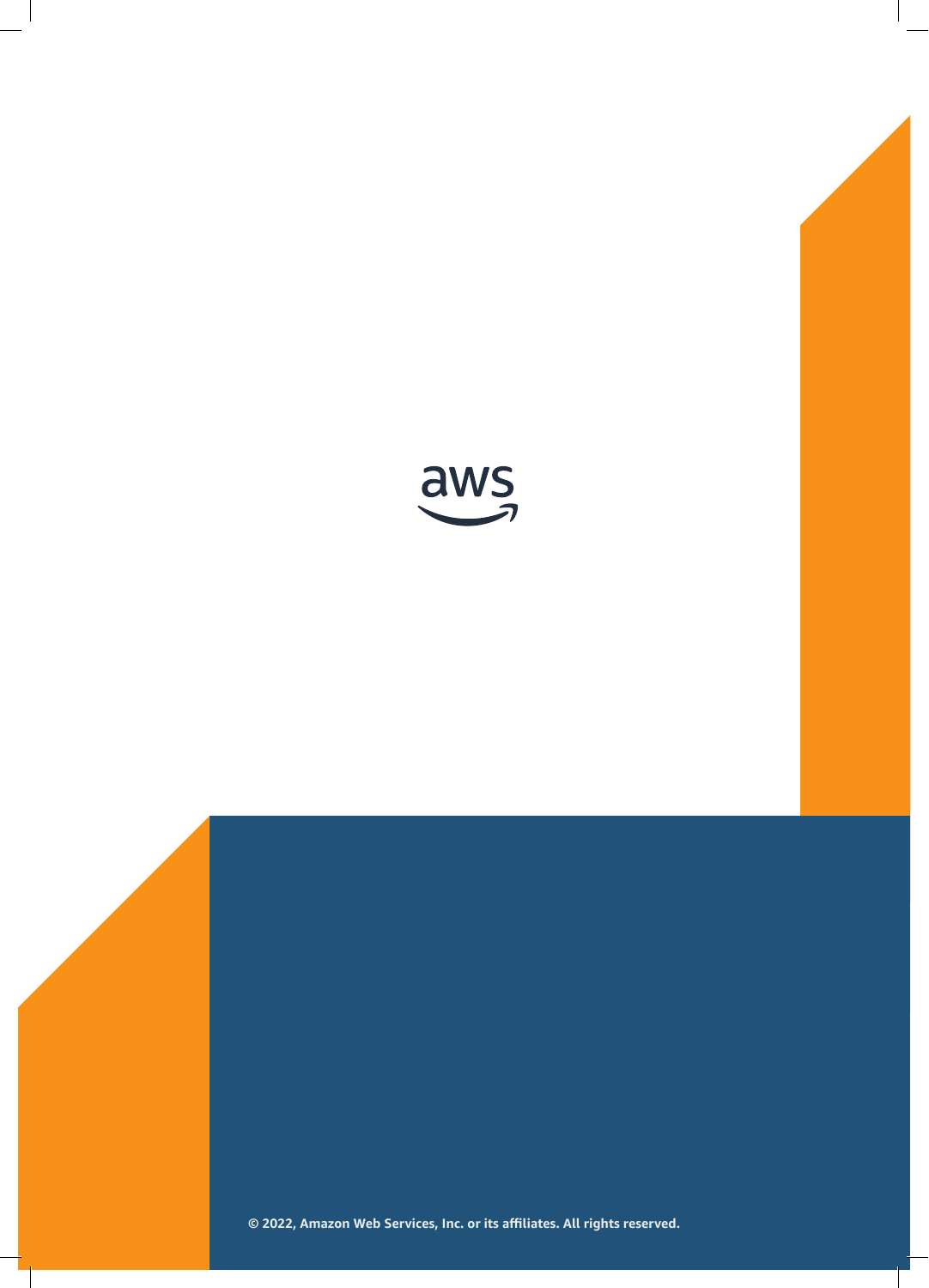aws

© 2022, Amazon Web Services, Inc. or its affiliates. All rights reserved.